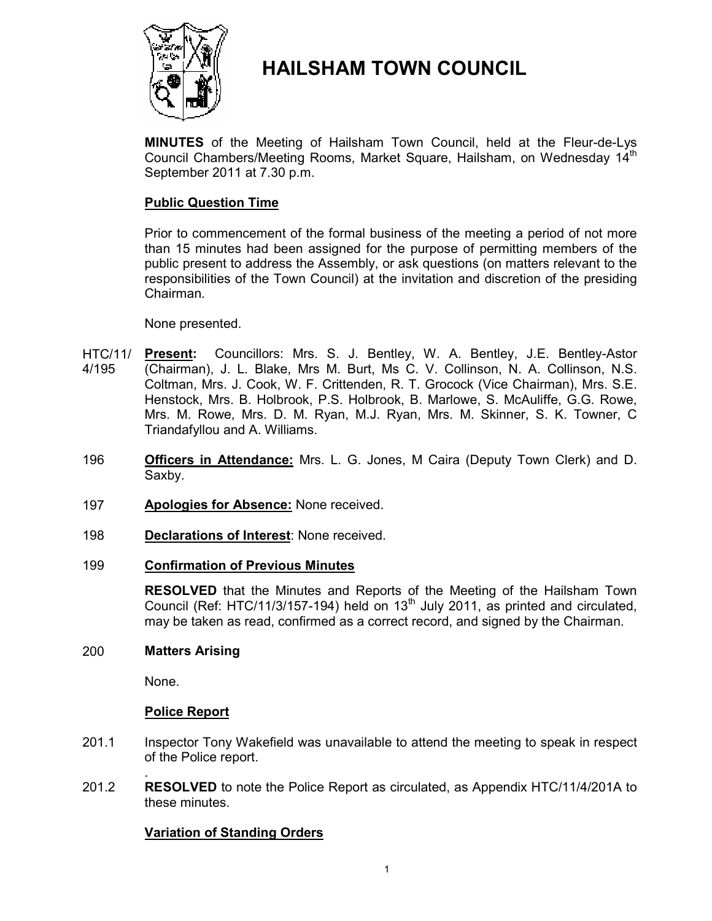# HAILSHAM TOWN COUNCIL

**MINUTES** of the Meeting of Hailsham Town Council, held at the Fleur-de-Lys Council Chambers/Meeting Rooms, Market Square, Hailsham, on Wednesday 14th September 2011 at 7.30 p.m.

## Public Question Time

Prior to commencement of the formal business of the meeting a period of not more than 15 minutes had been assigned for the purpose of permitting members of the public present to address the Assembly, or ask questions (on matters relevant to the responsibilities of the Town Council) at the invitation and discretion of the presiding Chairman.

None presented.

HTC/11/4/195 **Present:** Councillors: Mrs. S. J. Bentley, W. A. Bentley, J.E. Bentley-Astor (Chairman), J. L. Blake, Mrs M. Burt, Ms C. V. Collinson, N. A. Collinson, N.S. Coltman, Mrs. J. Cook, W. F. Crittenden, R. T. Grocock (Vice Chairman), Mrs. S.E. Henstock, Mrs. B. Holbrook, P.S. Holbrook, B. Marlowe, S. McAuliffe, G.G. Rowe, Mrs. M. Rowe, Mrs. D. M. Ryan, M.J. Ryan, Mrs. M. Skinner, S. K. Towner, C Triandafyllou and A. Williams.

196 **Officers in Attendance:** Mrs. L. G. Jones, M Caira (Deputy Town Clerk) and D. Saxby.

197 **Apologies for Absence:** None received.

198 **Declarations of Interest**: None received.

199 **Confirmation of Previous Minutes**

**RESOLVED** that the Minutes and Reports of the Meeting of the Hailsham Town Council (Ref: HTC/11/3/157-194) held on 13th July 2011, as printed and circulated, may be taken as read, confirmed as a correct record, and signed by the Chairman.

200 **Matters Arising**

None.

## Police Report

201.1 Inspector Tony Wakefield was unavailable to attend the meeting to speak in respect of the Police report.

201.2 **RESOLVED** to note the Police Report as circulated, as Appendix HTC/11/4/201A to these minutes.

## Variation of Standing Orders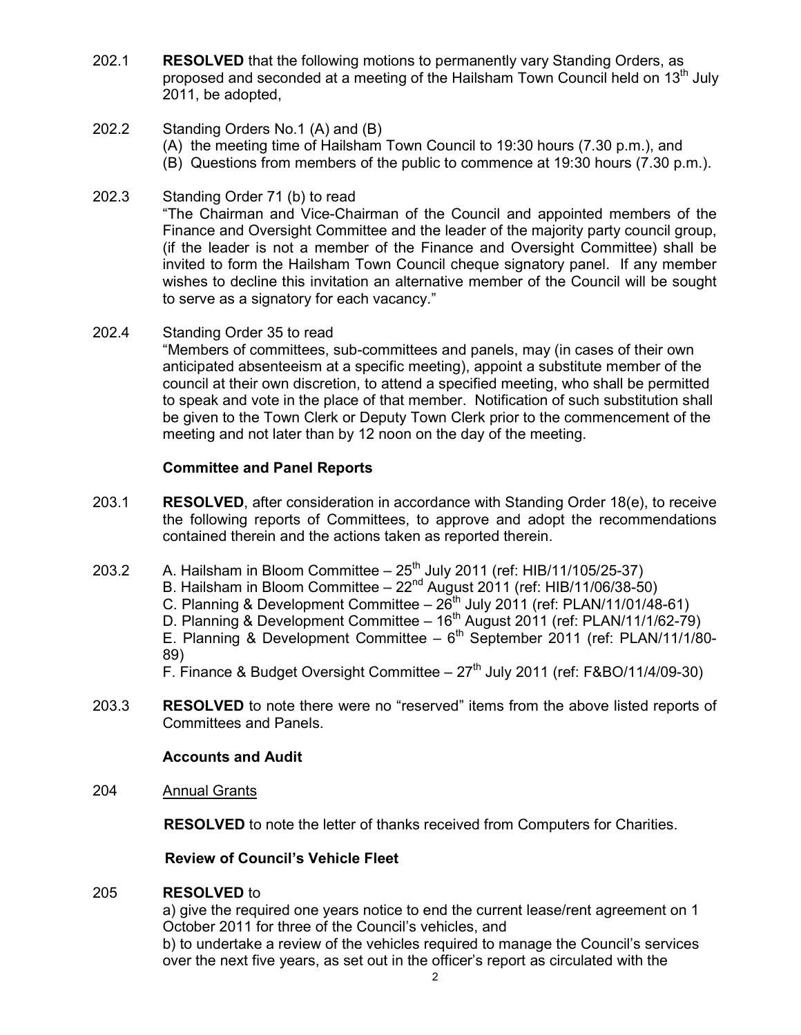202.1 **RESOLVED** that the following motions to permanently vary Standing Orders, as proposed and seconded at a meeting of the Hailsham Town Council held on 13th July 2011, be adopted,

202.2 Standing Orders No.1 (A) and (B)
(A) the meeting time of Hailsham Town Council to 19:30 hours (7.30 p.m.), and
(B) Questions from members of the public to commence at 19:30 hours (7.30 p.m.).

202.3 Standing Order 71 (b) to read
"The Chairman and Vice-Chairman of the Council and appointed members of the Finance and Oversight Committee and the leader of the majority party council group, (if the leader is not a member of the Finance and Oversight Committee) shall be invited to form the Hailsham Town Council cheque signatory panel. If any member wishes to decline this invitation an alternative member of the Council will be sought to serve as a signatory for each vacancy."

202.4 Standing Order 35 to read
"Members of committees, sub-committees and panels, may (in cases of their own anticipated absenteeism at a specific meeting), appoint a substitute member of the council at their own discretion, to attend a specified meeting, who shall be permitted to speak and vote in the place of that member. Notification of such substitution shall be given to the Town Clerk or Deputy Town Clerk prior to the commencement of the meeting and not later than by 12 noon on the day of the meeting.

**Committee and Panel Reports**

203.1 **RESOLVED**, after consideration in accordance with Standing Order 18(e), to receive the following reports of Committees, to approve and adopt the recommendations contained therein and the actions taken as reported therein.

203.2 A. Hailsham in Bloom Committee – 25th July 2011 (ref: HIB/11/105/25-37)
B. Hailsham in Bloom Committee – 22nd August 2011 (ref: HIB/11/06/38-50)
C. Planning & Development Committee – 26th July 2011 (ref: PLAN/11/01/48-61)
D. Planning & Development Committee – 16th August 2011 (ref: PLAN/11/1/62-79)
E. Planning & Development Committee – 6th September 2011 (ref: PLAN/11/1/80-89)
F. Finance & Budget Oversight Committee – 27th July 2011 (ref: F&BO/11/4/09-30)

203.3 **RESOLVED** to note there were no "reserved" items from the above listed reports of Committees and Panels.

**Accounts and Audit**

204 Annual Grants

**RESOLVED** to note the letter of thanks received from Computers for Charities.

**Review of Council's Vehicle Fleet**

205 **RESOLVED** to
a) give the required one years notice to end the current lease/rent agreement on 1 October 2011 for three of the Council's vehicles, and
b) to undertake a review of the vehicles required to manage the Council's services over the next five years, as set out in the officer's report as circulated with the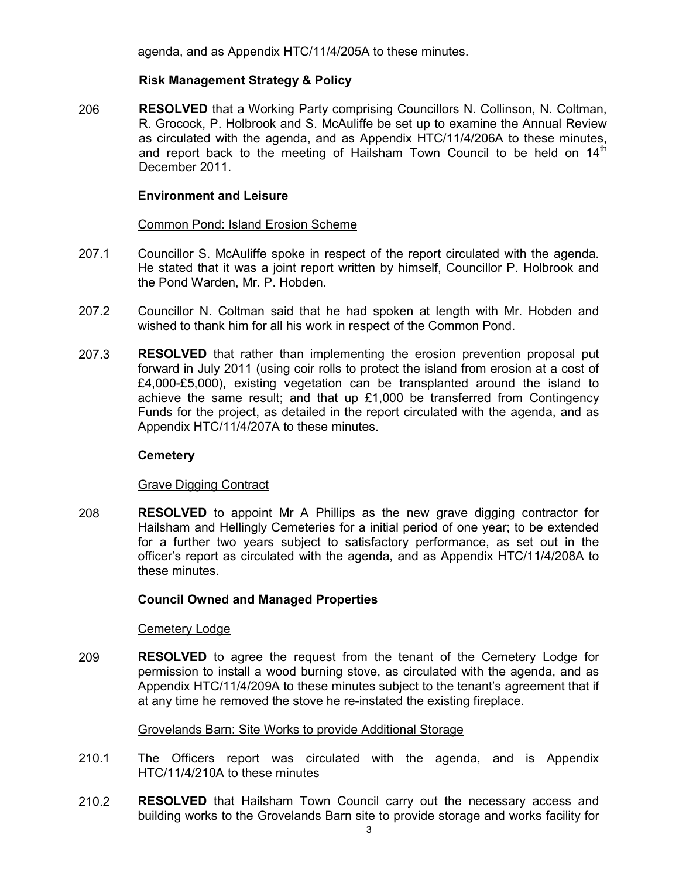agenda, and as Appendix HTC/11/4/205A to these minutes.

### Risk Management Strategy & Policy

206 **RESOLVED** that a Working Party comprising Councillors N. Collinson, N. Coltman, R. Grocock, P. Holbrook and S. McAuliffe be set up to examine the Annual Review as circulated with the agenda, and as Appendix HTC/11/4/206A to these minutes, and report back to the meeting of Hailsham Town Council to be held on 14th December 2011.

### Environment and Leisure

Common Pond: Island Erosion Scheme

207.1 Councillor S. McAuliffe spoke in respect of the report circulated with the agenda. He stated that it was a joint report written by himself, Councillor P. Holbrook and the Pond Warden, Mr. P. Hobden.

207.2 Councillor N. Coltman said that he had spoken at length with Mr. Hobden and wished to thank him for all his work in respect of the Common Pond.

207.3 **RESOLVED** that rather than implementing the erosion prevention proposal put forward in July 2011 (using coir rolls to protect the island from erosion at a cost of £4,000-£5,000), existing vegetation can be transplanted around the island to achieve the same result; and that up £1,000 be transferred from Contingency Funds for the project, as detailed in the report circulated with the agenda, and as Appendix HTC/11/4/207A to these minutes.

### Cemetery

Grave Digging Contract

208 **RESOLVED** to appoint Mr A Phillips as the new grave digging contractor for Hailsham and Hellingly Cemeteries for a initial period of one year; to be extended for a further two years subject to satisfactory performance, as set out in the officer's report as circulated with the agenda, and as Appendix HTC/11/4/208A to these minutes.

### Council Owned and Managed Properties

Cemetery Lodge

209 **RESOLVED** to agree the request from the tenant of the Cemetery Lodge for permission to install a wood burning stove, as circulated with the agenda, and as Appendix HTC/11/4/209A to these minutes subject to the tenant's agreement that if at any time he removed the stove he re-instated the existing fireplace.

Grovelands Barn: Site Works to provide Additional Storage

210.1 The Officers report was circulated with the agenda, and is Appendix HTC/11/4/210A to these minutes

210.2 **RESOLVED** that Hailsham Town Council carry out the necessary access and building works to the Grovelands Barn site to provide storage and works facility for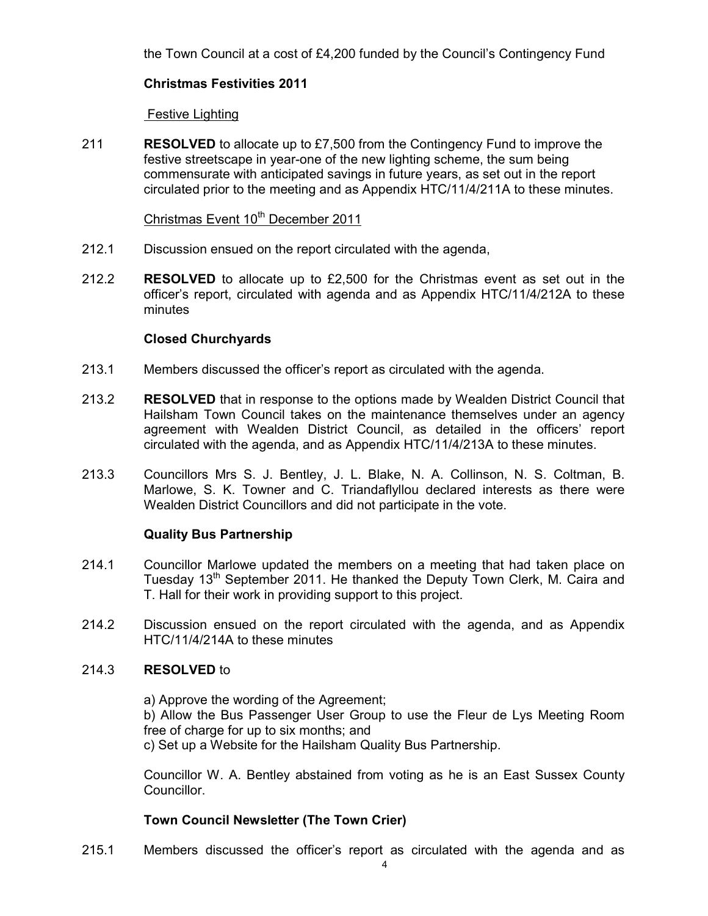the Town Council at a cost of £4,200 funded by the Council's Contingency Fund

**Christmas Festivities 2011**

Festive Lighting

211 **RESOLVED** to allocate up to £7,500 from the Contingency Fund to improve the festive streetscape in year-one of the new lighting scheme, the sum being commensurate with anticipated savings in future years, as set out in the report circulated prior to the meeting and as Appendix HTC/11/4/211A to these minutes.

Christmas Event 10th December 2011

212.1 Discussion ensued on the report circulated with the agenda,

212.2 **RESOLVED** to allocate up to £2,500 for the Christmas event as set out in the officer's report, circulated with agenda and as Appendix HTC/11/4/212A to these minutes

**Closed Churchyards**

213.1 Members discussed the officer's report as circulated with the agenda.

213.2 **RESOLVED** that in response to the options made by Wealden District Council that Hailsham Town Council takes on the maintenance themselves under an agency agreement with Wealden District Council, as detailed in the officers' report circulated with the agenda, and as Appendix HTC/11/4/213A to these minutes.

213.3 Councillors Mrs S. J. Bentley, J. L. Blake, N. A. Collinson, N. S. Coltman, B. Marlowe, S. K. Towner and C. Triandaflyllou declared interests as there were Wealden District Councillors and did not participate in the vote.

**Quality Bus Partnership**

214.1 Councillor Marlowe updated the members on a meeting that had taken place on Tuesday 13th September 2011. He thanked the Deputy Town Clerk, M. Caira and T. Hall for their work in providing support to this project.

214.2 Discussion ensued on the report circulated with the agenda, and as Appendix HTC/11/4/214A to these minutes

214.3 **RESOLVED** to

a) Approve the wording of the Agreement;
b) Allow the Bus Passenger User Group to use the Fleur de Lys Meeting Room free of charge for up to six months; and
c) Set up a Website for the Hailsham Quality Bus Partnership.

Councillor W. A. Bentley abstained from voting as he is an East Sussex County Councillor.

**Town Council Newsletter (The Town Crier)**

215.1 Members discussed the officer's report as circulated with the agenda and as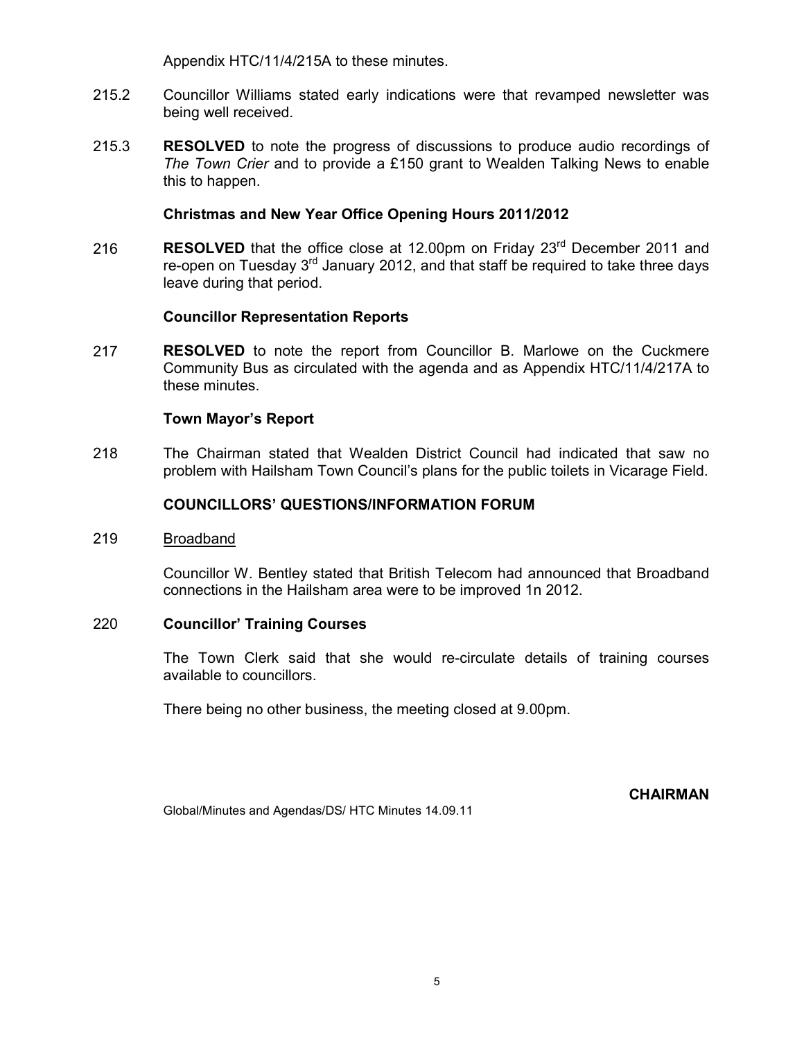Appendix HTC/11/4/215A to these minutes.

215.2 Councillor Williams stated early indications were that revamped newsletter was being well received.

215.3 **RESOLVED** to note the progress of discussions to produce audio recordings of *The Town Crier* and to provide a £150 grant to Wealden Talking News to enable this to happen.

**Christmas and New Year Office Opening Hours 2011/2012**

216 **RESOLVED** that the office close at 12.00pm on Friday 23rd December 2011 and re-open on Tuesday 3rd January 2012, and that staff be required to take three days leave during that period.

**Councillor Representation Reports**

217 **RESOLVED** to note the report from Councillor B. Marlowe on the Cuckmere Community Bus as circulated with the agenda and as Appendix HTC/11/4/217A to these minutes.

**Town Mayor's Report**

218 The Chairman stated that Wealden District Council had indicated that saw no problem with Hailsham Town Council's plans for the public toilets in Vicarage Field.

**COUNCILLORS' QUESTIONS/INFORMATION FORUM**

219 Broadband

Councillor W. Bentley stated that British Telecom had announced that Broadband connections in the Hailsham area were to be improved 1n 2012.

220 **Councillor' Training Courses**

The Town Clerk said that she would re-circulate details of training courses available to councillors.

There being no other business, the meeting closed at 9.00pm.

**CHAIRMAN**

Global/Minutes and Agendas/DS/ HTC Minutes 14.09.11